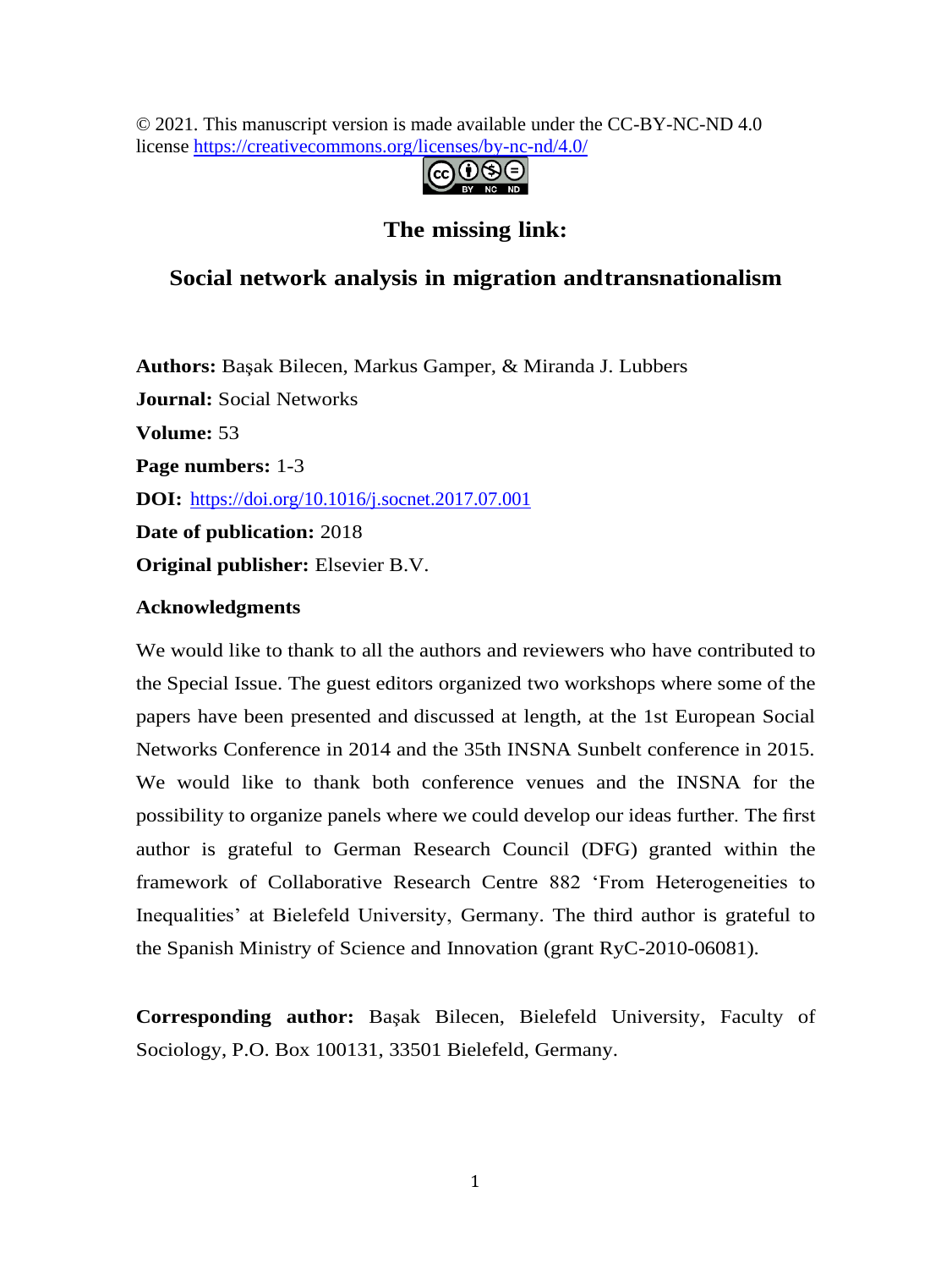© 2021. This manuscript version is made available under the CC-BY-NC-ND 4.0 license https://creativecommons.org/licenses/by-nc-nd/4.0/

# The missing link:

## Social network analysis in migration and transnationalism

**Authors:** Başak Bilecen, Markus Gamper, & Miranda J. Lubbers

**Journal:** Social Networks

**Volume:** 53

**Page numbers:** 1-3

**DOI:** https://doi.org/10.1016/j.socnet.2017.07.001

**Date of publication:** 2018

**Original publisher:** Elsevier B.V.

**Acknowledgments**

We would like to thank to all the authors and reviewers who have contributed to the Special Issue. The guest editors organized two workshops where some of the papers have been presented and discussed at length, at the 1st European Social Networks Conference in 2014 and the 35th INSNA Sunbelt conference in 2015. We would like to thank both conference venues and the INSNA for the possibility to organize panels where we could develop our ideas further. The first author is grateful to German Research Council (DFG) granted within the framework of Collaborative Research Centre 882 'From Heterogeneities to Inequalities' at Bielefeld University, Germany. The third author is grateful to the Spanish Ministry of Science and Innovation (grant RyC-2010-06081).

**Corresponding author:** Başak Bilecen, Bielefeld University, Faculty of Sociology, P.O. Box 100131, 33501 Bielefeld, Germany.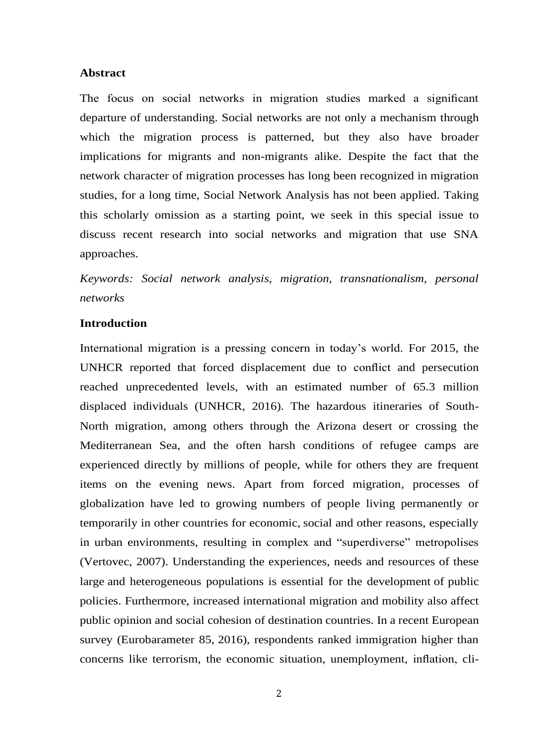**Abstract**

The focus on social networks in migration studies marked a significant departure of understanding. Social networks are not only a mechanism through which the migration process is patterned, but they also have broader implications for migrants and non-migrants alike. Despite the fact that the network character of migration processes has long been recognized in migration studies, for a long time, Social Network Analysis has not been applied. Taking this scholarly omission as a starting point, we seek in this special issue to discuss recent research into social networks and migration that use SNA approaches.

*Keywords: Social network analysis, migration, transnationalism, personal networks*

**Introduction**

International migration is a pressing concern in today's world. For 2015, the UNHCR reported that forced displacement due to conflict and persecution reached unprecedented levels, with an estimated number of 65.3 million displaced individuals (UNHCR, 2016). The hazardous itineraries of South-North migration, among others through the Arizona desert or crossing the Mediterranean Sea, and the often harsh conditions of refugee camps are experienced directly by millions of people, while for others they are frequent items on the evening news. Apart from forced migration, processes of globalization have led to growing numbers of people living permanently or temporarily in other countries for economic, social and other reasons, especially in urban environments, resulting in complex and "superdiverse" metropolises (Vertovec, 2007). Understanding the experiences, needs and resources of these large and heterogeneous populations is essential for the development of public policies. Furthermore, increased international migration and mobility also affect public opinion and social cohesion of destination countries. In a recent European survey (Eurobarameter 85, 2016), respondents ranked immigration higher than concerns like terrorism, the economic situation, unemployment, inflation, cli-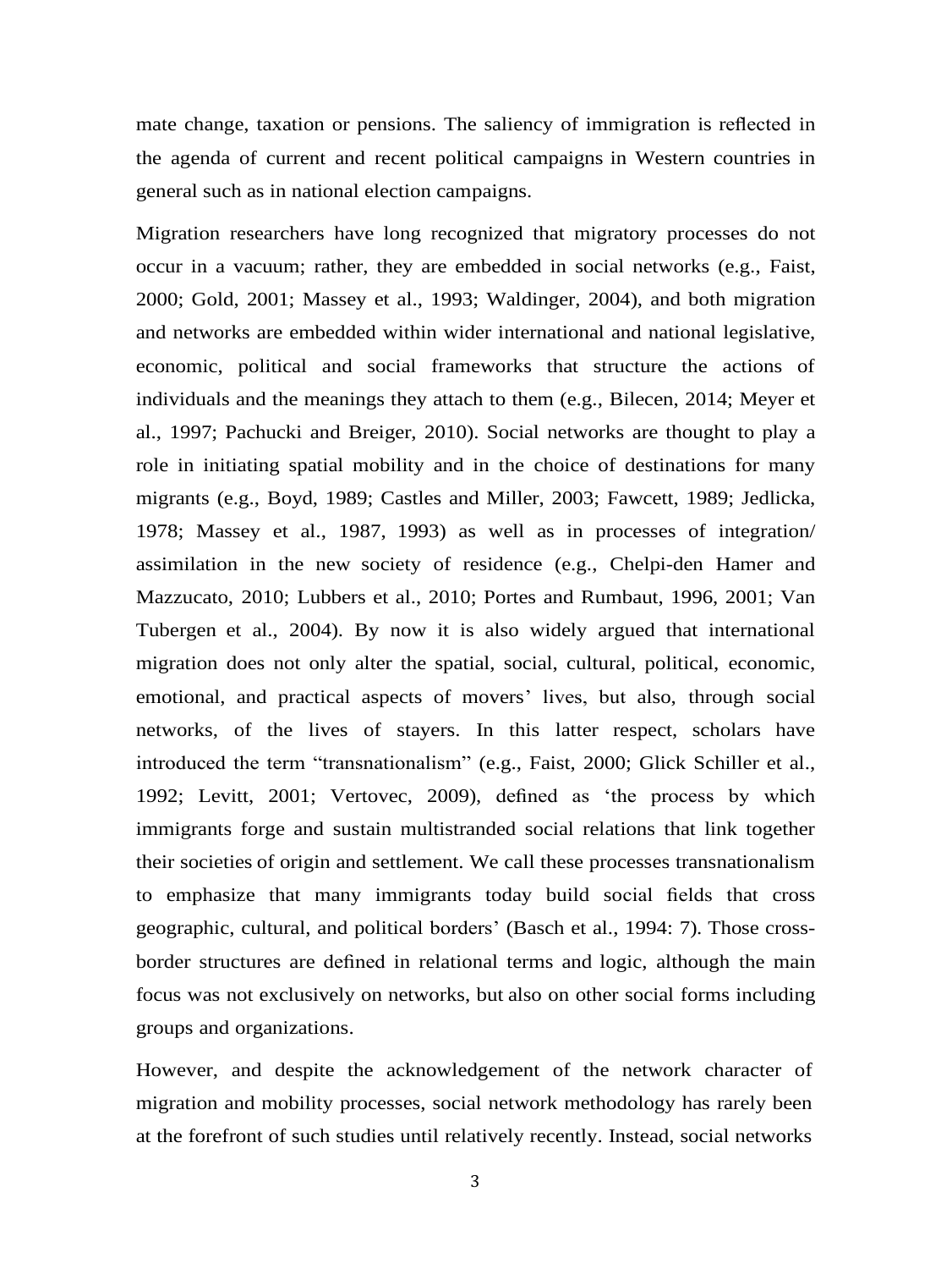mate change, taxation or pensions. The saliency of immigration is reflected in the agenda of current and recent political campaigns in Western countries in general such as in national election campaigns.

Migration researchers have long recognized that migratory processes do not occur in a vacuum; rather, they are embedded in social networks (e.g., Faist, 2000; Gold, 2001; Massey et al., 1993; Waldinger, 2004), and both migration and networks are embedded within wider international and national legislative, economic, political and social frameworks that structure the actions of individuals and the meanings they attach to them (e.g., Bilecen, 2014; Meyer et al., 1997; Pachucki and Breiger, 2010). Social networks are thought to play a role in initiating spatial mobility and in the choice of destinations for many migrants (e.g., Boyd, 1989; Castles and Miller, 2003; Fawcett, 1989; Jedlicka, 1978; Massey et al., 1987, 1993) as well as in processes of integration/ assimilation in the new society of residence (e.g., Chelpi-den Hamer and Mazzucato, 2010; Lubbers et al., 2010; Portes and Rumbaut, 1996, 2001; Van Tubergen et al., 2004). By now it is also widely argued that international migration does not only alter the spatial, social, cultural, political, economic, emotional, and practical aspects of movers' lives, but also, through social networks, of the lives of stayers. In this latter respect, scholars have introduced the term "transnationalism" (e.g., Faist, 2000; Glick Schiller et al., 1992; Levitt, 2001; Vertovec, 2009), defined as 'the process by which immigrants forge and sustain multistranded social relations that link together their societies of origin and settlement. We call these processes transnationalism to emphasize that many immigrants today build social fields that cross geographic, cultural, and political borders' (Basch et al., 1994: 7). Those cross-border structures are defined in relational terms and logic, although the main focus was not exclusively on networks, but also on other social forms including groups and organizations.

However, and despite the acknowledgement of the network character of migration and mobility processes, social network methodology has rarely been at the forefront of such studies until relatively recently. Instead, social networks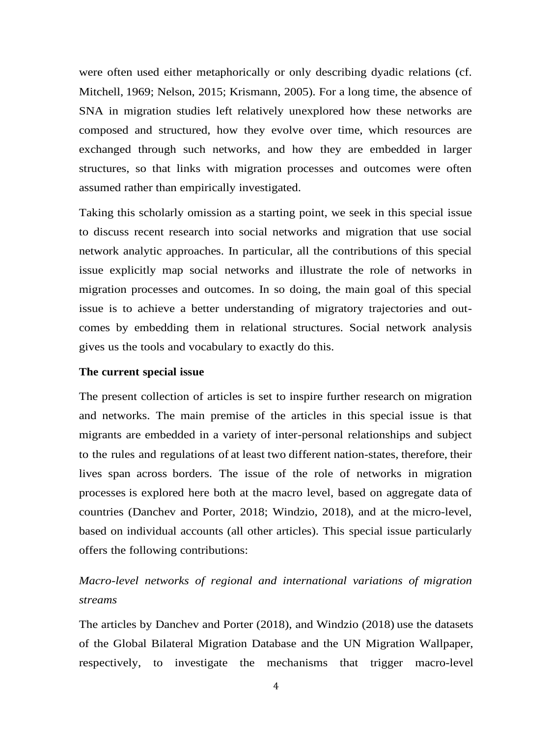were often used either metaphorically or only describing dyadic relations (cf. Mitchell, 1969; Nelson, 2015; Krismann, 2005). For a long time, the absence of SNA in migration studies left relatively unexplored how these networks are composed and structured, how they evolve over time, which resources are exchanged through such networks, and how they are embedded in larger structures, so that links with migration processes and outcomes were often assumed rather than empirically investigated.

Taking this scholarly omission as a starting point, we seek in this special issue to discuss recent research into social networks and migration that use social network analytic approaches. In particular, all the contributions of this special issue explicitly map social networks and illustrate the role of networks in migration processes and outcomes. In so doing, the main goal of this special issue is to achieve a better understanding of migratory trajectories and out-comes by embedding them in relational structures. Social network analysis gives us the tools and vocabulary to exactly do this.

**The current special issue**

The present collection of articles is set to inspire further research on migration and networks. The main premise of the articles in this special issue is that migrants are embedded in a variety of inter-personal relationships and subject to the rules and regulations of at least two different nation-states, therefore, their lives span across borders. The issue of the role of networks in migration processes is explored here both at the macro level, based on aggregate data of countries (Danchev and Porter, 2018; Windzio, 2018), and at the micro-level, based on individual accounts (all other articles). This special issue particularly offers the following contributions:

*Macro-level networks of regional and international variations of migration streams*

The articles by Danchev and Porter (2018), and Windzio (2018) use the datasets of the Global Bilateral Migration Database and the UN Migration Wallpaper, respectively, to investigate the mechanisms that trigger macro-level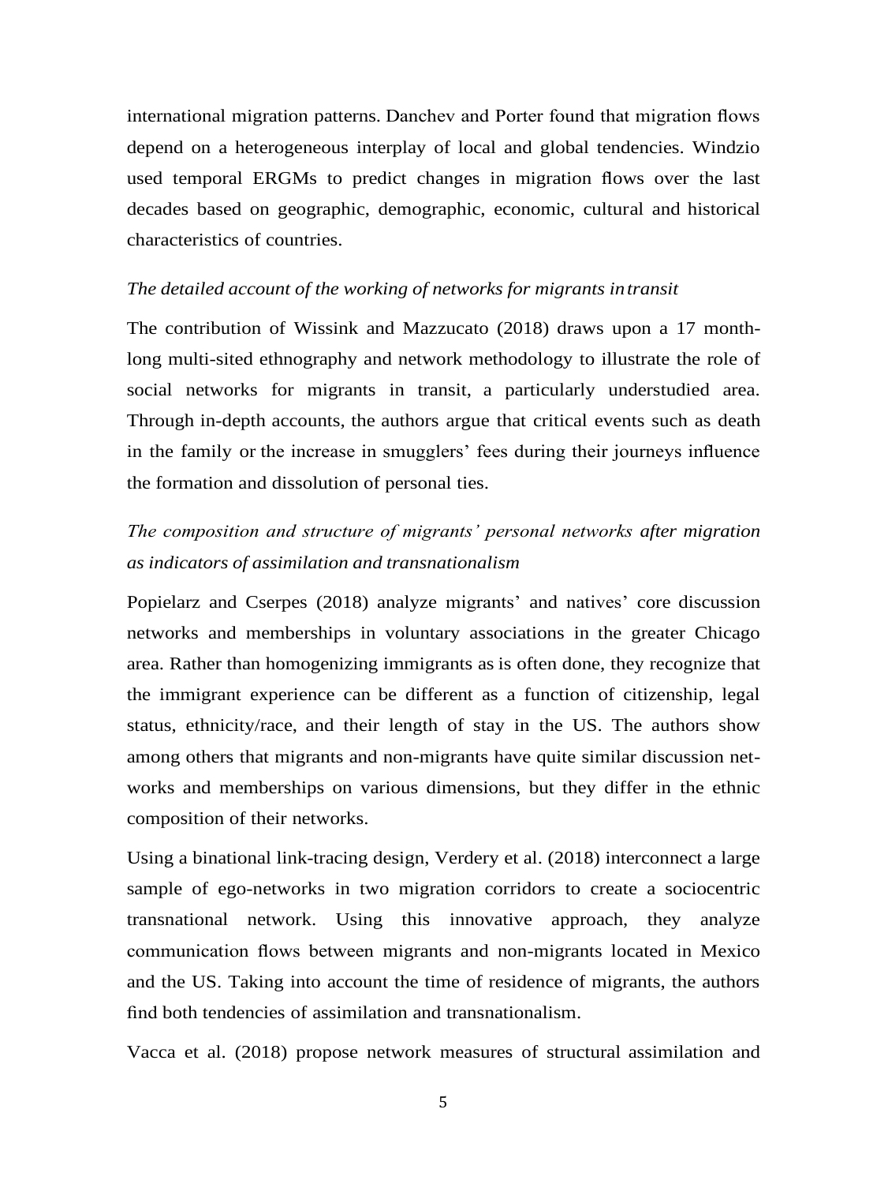international migration patterns. Danchev and Porter found that migration flows depend on a heterogeneous interplay of local and global tendencies. Windzio used temporal ERGMs to predict changes in migration flows over the last decades based on geographic, demographic, economic, cultural and historical characteristics of countries.

*The detailed account of the working of networks for migrants in transit*

The contribution of Wissink and Mazzucato (2018) draws upon a 17 month-long multi-sited ethnography and network methodology to illustrate the role of social networks for migrants in transit, a particularly understudied area. Through in-depth accounts, the authors argue that critical events such as death in the family or the increase in smugglers' fees during their journeys influence the formation and dissolution of personal ties.

*The composition and structure of migrants' personal networks after migration as indicators of assimilation and transnationalism*

Popielarz and Cserpes (2018) analyze migrants' and natives' core discussion networks and memberships in voluntary associations in the greater Chicago area. Rather than homogenizing immigrants as is often done, they recognize that the immigrant experience can be different as a function of citizenship, legal status, ethnicity/race, and their length of stay in the US. The authors show among others that migrants and non-migrants have quite similar discussion networks and memberships on various dimensions, but they differ in the ethnic composition of their networks.

Using a binational link-tracing design, Verdery et al. (2018) interconnect a large sample of ego-networks in two migration corridors to create a sociocentric transnational network. Using this innovative approach, they analyze communication flows between migrants and non-migrants located in Mexico and the US. Taking into account the time of residence of migrants, the authors find both tendencies of assimilation and transnationalism.

Vacca et al. (2018) propose network measures of structural assimilation and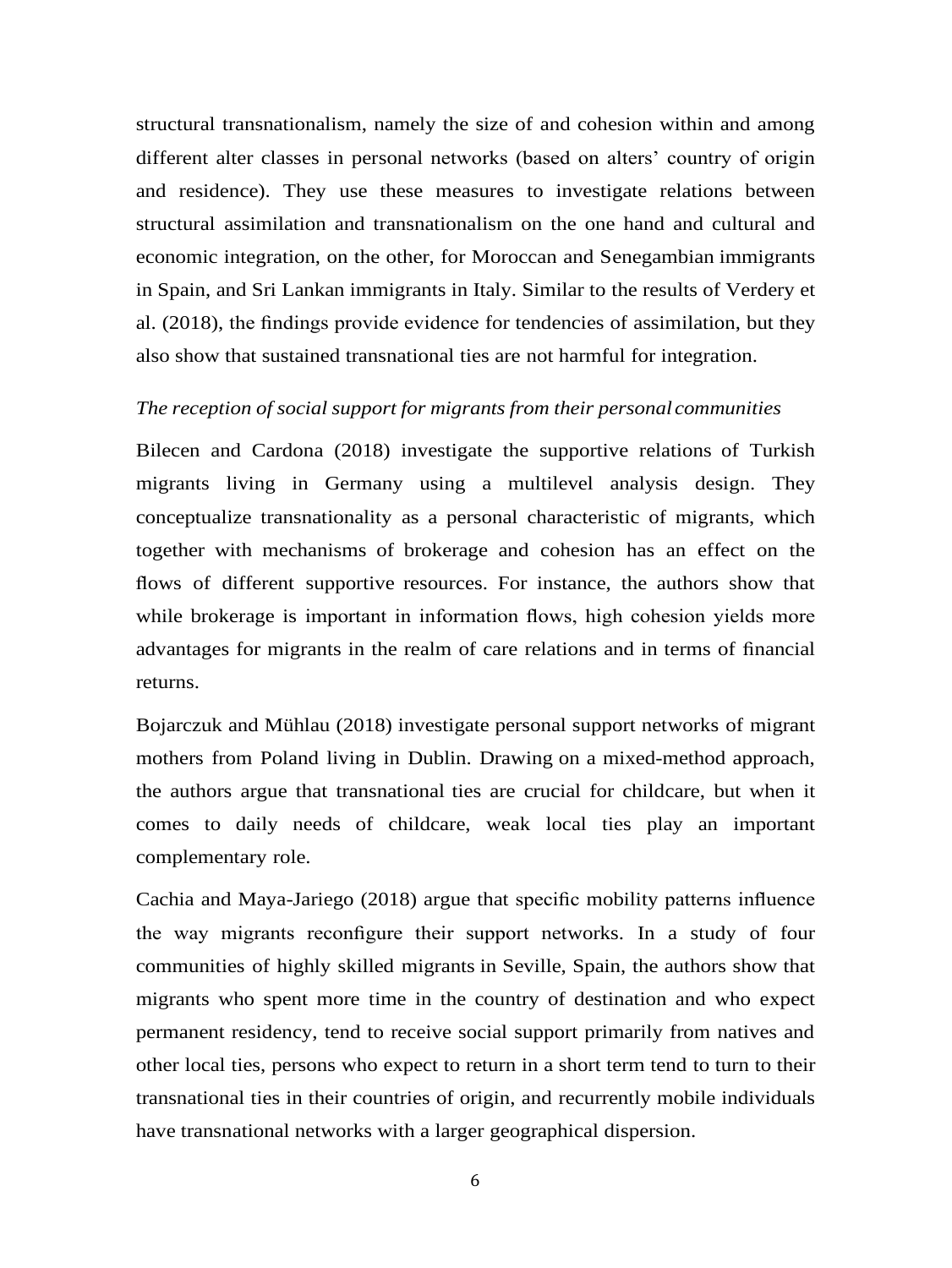structural transnationalism, namely the size of and cohesion within and among different alter classes in personal networks (based on alters' country of origin and residence). They use these measures to investigate relations between structural assimilation and transnationalism on the one hand and cultural and economic integration, on the other, for Moroccan and Senegambian immigrants in Spain, and Sri Lankan immigrants in Italy. Similar to the results of Verdery et al. (2018), the findings provide evidence for tendencies of assimilation, but they also show that sustained transnational ties are not harmful for integration.

*The reception of social support for migrants from their personal communities*

Bilecen and Cardona (2018) investigate the supportive relations of Turkish migrants living in Germany using a multilevel analysis design. They conceptualize transnationality as a personal characteristic of migrants, which together with mechanisms of brokerage and cohesion has an effect on the flows of different supportive resources. For instance, the authors show that while brokerage is important in information flows, high cohesion yields more advantages for migrants in the realm of care relations and in terms of financial returns.

Bojarczuk and Mühlau (2018) investigate personal support networks of migrant mothers from Poland living in Dublin. Drawing on a mixed-method approach, the authors argue that transnational ties are crucial for childcare, but when it comes to daily needs of childcare, weak local ties play an important complementary role.

Cachia and Maya-Jariego (2018) argue that specific mobility patterns influence the way migrants reconfigure their support networks. In a study of four communities of highly skilled migrants in Seville, Spain, the authors show that migrants who spent more time in the country of destination and who expect permanent residency, tend to receive social support primarily from natives and other local ties, persons who expect to return in a short term tend to turn to their transnational ties in their countries of origin, and recurrently mobile individuals have transnational networks with a larger geographical dispersion.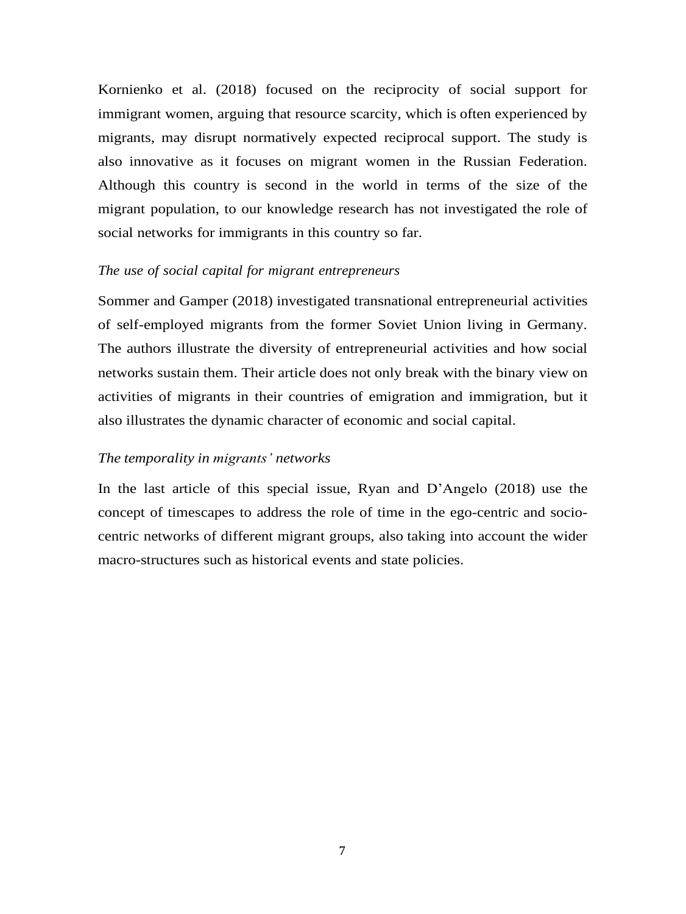Kornienko et al. (2018) focused on the reciprocity of social support for immigrant women, arguing that resource scarcity, which is often experienced by migrants, may disrupt normatively expected reciprocal support. The study is also innovative as it focuses on migrant women in the Russian Federation. Although this country is second in the world in terms of the size of the migrant population, to our knowledge research has not investigated the role of social networks for immigrants in this country so far.

*The use of social capital for migrant entrepreneurs*

Sommer and Gamper (2018) investigated transnational entrepreneurial activities of self-employed migrants from the former Soviet Union living in Germany. The authors illustrate the diversity of entrepreneurial activities and how social networks sustain them. Their article does not only break with the binary view on activities of migrants in their countries of emigration and immigration, but it also illustrates the dynamic character of economic and social capital.

*The temporality in migrants' networks*

In the last article of this special issue, Ryan and D'Angelo (2018) use the concept of timescapes to address the role of time in the ego-centric and socio-centric networks of different migrant groups, also taking into account the wider macro-structures such as historical events and state policies.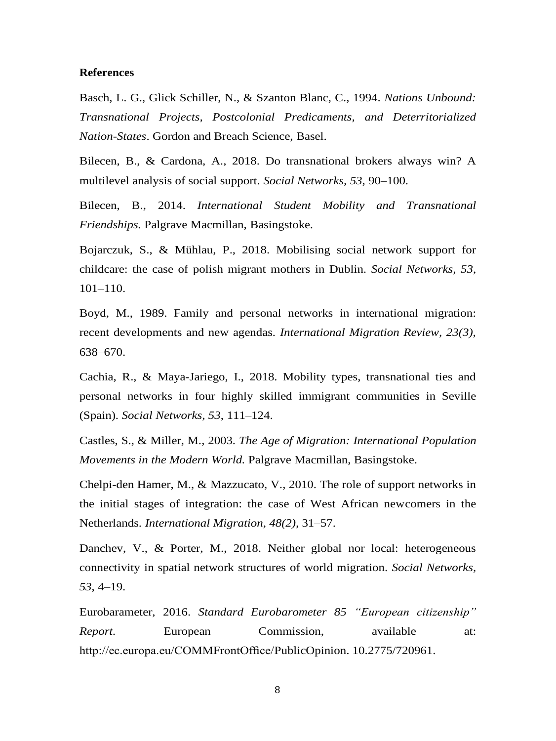**References**

Basch, L. G., Glick Schiller, N., & Szanton Blanc, C., 1994. *Nations Unbound: Transnational Projects, Postcolonial Predicaments, and Deterritorialized Nation-States*. Gordon and Breach Science, Basel.

Bilecen, B., & Cardona, A., 2018. Do transnational brokers always win? A multilevel analysis of social support. *Social Networks, 53*, 90–100.

Bilecen, B., 2014. *International Student Mobility and Transnational Friendships.* Palgrave Macmillan, Basingstoke.

Bojarczuk, S., & Mühlau, P., 2018. Mobilising social network support for childcare: the case of polish migrant mothers in Dublin. *Social Networks*, *53*, 101–110.

Boyd, M., 1989. Family and personal networks in international migration: recent developments and new agendas. *International Migration Review, 23(3),* 638–670.

Cachia, R., & Maya-Jariego, I., 2018. Mobility types, transnational ties and personal networks in four highly skilled immigrant communities in Seville (Spain). *Social Networks, 53*, 111–124.

Castles, S., & Miller, M., 2003. *The Age of Migration: International Population Movements in the Modern World.* Palgrave Macmillan, Basingstoke.

Chelpi-den Hamer, M., & Mazzucato, V., 2010. The role of support networks in the initial stages of integration: the case of West African newcomers in the Netherlands. *International Migration, 48(2),* 31–57.

Danchev, V., & Porter, M., 2018. Neither global nor local: heterogeneous connectivity in spatial network structures of world migration. *Social Networks*, *53*, 4–19.

Eurobarameter, 2016. *Standard Eurobarometer 85 "European citizenship" Report*. European Commission, available at: http://ec.europa.eu/COMMFrontOffice/PublicOpinion. 10.2775/720961.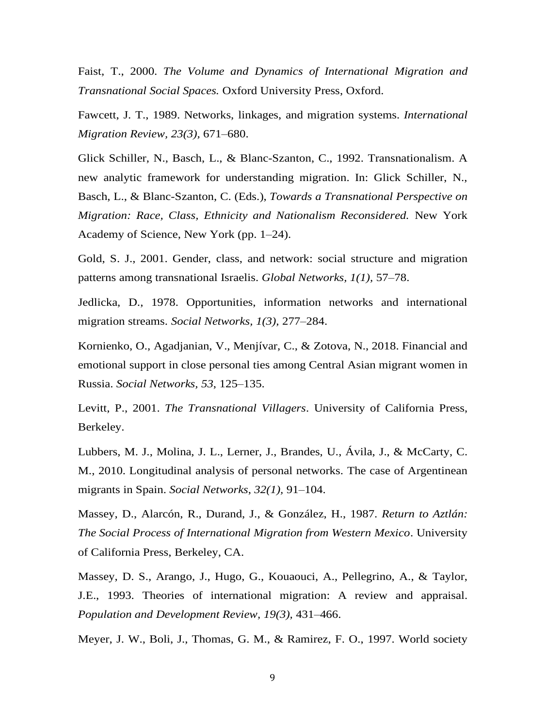Faist, T., 2000. *The Volume and Dynamics of International Migration and Transnational Social Spaces.* Oxford University Press, Oxford.

Fawcett, J. T., 1989. Networks, linkages, and migration systems. *International Migration Review, 23(3),* 671–680.

Glick Schiller, N., Basch, L., & Blanc-Szanton, C., 1992. Transnationalism. A new analytic framework for understanding migration. In: Glick Schiller, N., Basch, L., & Blanc-Szanton, C. (Eds.), *Towards a Transnational Perspective on Migration: Race, Class, Ethnicity and Nationalism Reconsidered.* New York Academy of Science, New York (pp. 1–24).

Gold, S. J., 2001. Gender, class, and network: social structure and migration patterns among transnational Israelis. *Global Networks, 1(1),* 57–78.

Jedlicka, D., 1978. Opportunities, information networks and international migration streams. *Social Networks, 1(3),* 277–284.

Kornienko, O., Agadjanian, V., Menjívar, C., & Zotova, N., 2018. Financial and emotional support in close personal ties among Central Asian migrant women in Russia. *Social Networks, 53,* 125–135.

Levitt, P., 2001. *The Transnational Villagers*. University of California Press, Berkeley.

Lubbers, M. J., Molina, J. L., Lerner, J., Brandes, U., Ávila, J., & McCarty, C. M., 2010. Longitudinal analysis of personal networks. The case of Argentinean migrants in Spain. *Social Networks*, *32(1),* 91–104.

Massey, D., Alarcón, R., Durand, J., & González, H., 1987. *Return to Aztlán: The Social Process of International Migration from Western Mexico*. University of California Press, Berkeley, CA.

Massey, D. S., Arango, J., Hugo, G., Kouaouci, A., Pellegrino, A., & Taylor, J.E., 1993. Theories of international migration: A review and appraisal. *Population and Development Review, 19(3),* 431–466.

Meyer, J. W., Boli, J., Thomas, G. M., & Ramirez, F. O., 1997. World society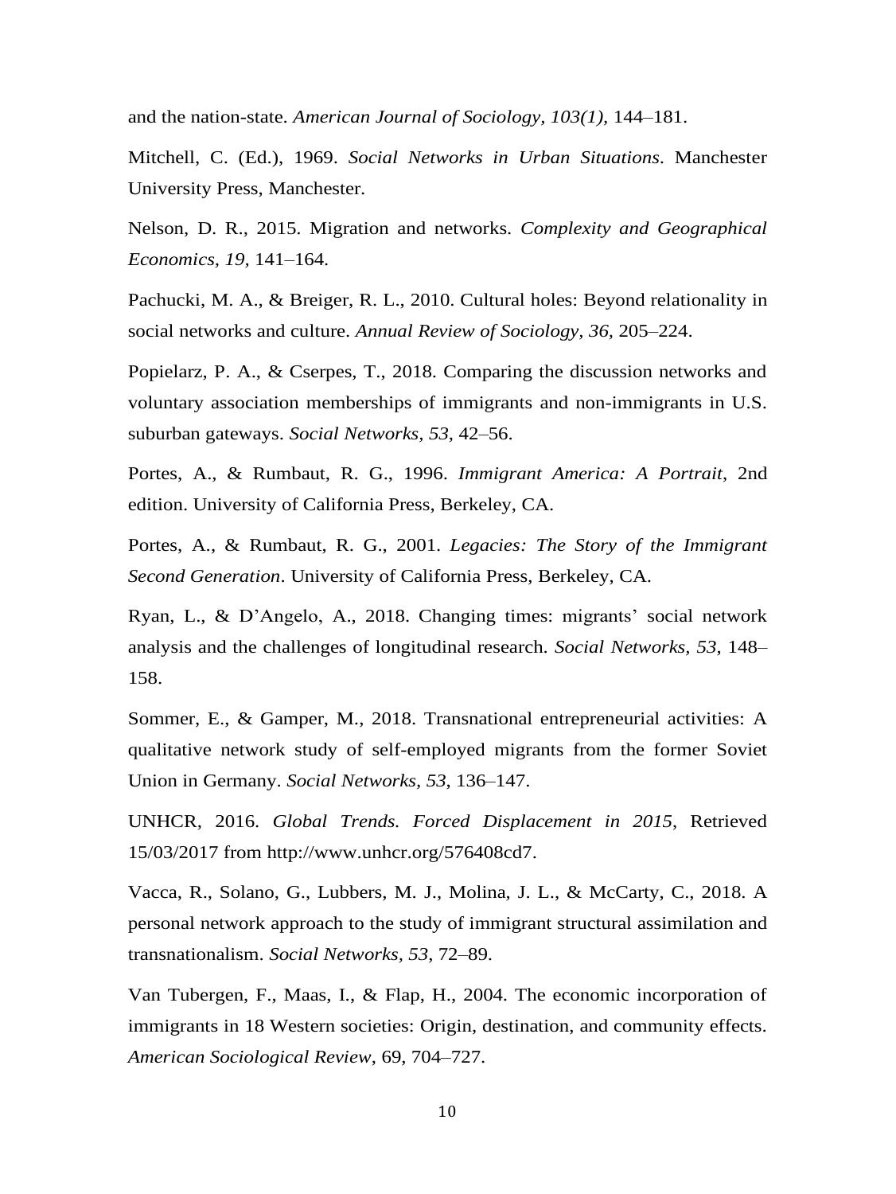and the nation-state. *American Journal of Sociology, 103(1),* 144–181.

Mitchell, C. (Ed.), 1969. *Social Networks in Urban Situations*. Manchester University Press, Manchester.

Nelson, D. R., 2015. Migration and networks. *Complexity and Geographical Economics*, *19*, 141–164.

Pachucki, M. A., & Breiger, R. L., 2010. Cultural holes: Beyond relationality in social networks and culture. *Annual Review of Sociology*, *36*, 205–224.

Popielarz, P. A., & Cserpes, T., 2018. Comparing the discussion networks and voluntary association memberships of immigrants and non-immigrants in U.S. suburban gateways. *Social Networks*, *53*, 42–56.

Portes, A., & Rumbaut, R. G., 1996. *Immigrant America: A Portrait*, 2nd edition. University of California Press, Berkeley, CA.

Portes, A., & Rumbaut, R. G., 2001. *Legacies: The Story of the Immigrant Second Generation*. University of California Press, Berkeley, CA.

Ryan, L., & D'Angelo, A., 2018. Changing times: migrants' social network analysis and the challenges of longitudinal research. *Social Networks*, *53*, 148–158.

Sommer, E., & Gamper, M., 2018. Transnational entrepreneurial activities: A qualitative network study of self-employed migrants from the former Soviet Union in Germany. *Social Networks*, *53*, 136–147.

UNHCR, 2016. *Global Trends. Forced Displacement in 2015*, Retrieved 15/03/2017 from http://www.unhcr.org/576408cd7.

Vacca, R., Solano, G., Lubbers, M. J., Molina, J. L., & McCarty, C., 2018. A personal network approach to the study of immigrant structural assimilation and transnationalism. *Social Networks*, *53*, 72–89.

Van Tubergen, F., Maas, I., & Flap, H., 2004. The economic incorporation of immigrants in 18 Western societies: Origin, destination, and community effects. *American Sociological Review*, 69, 704–727.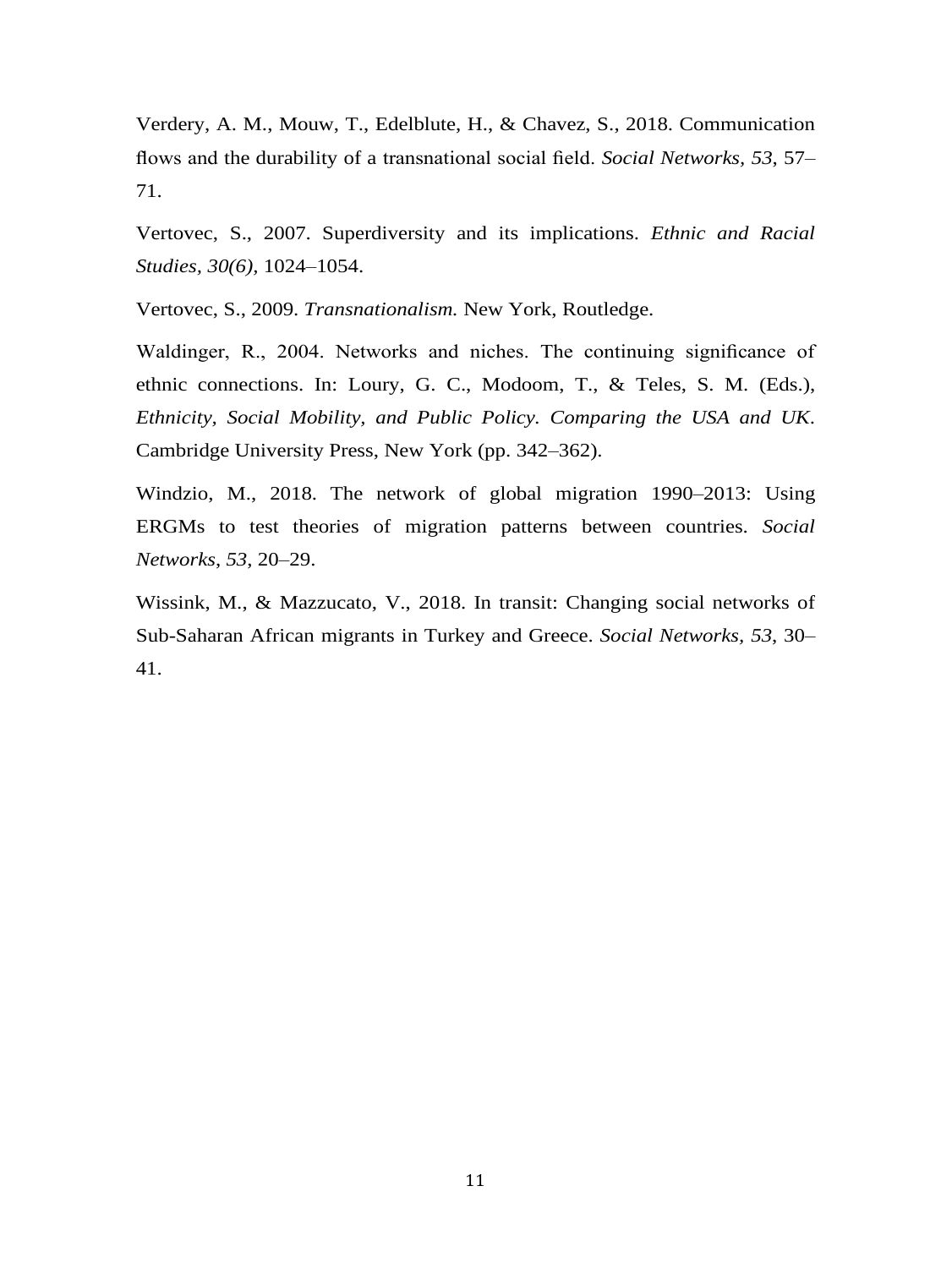Verdery, A. M., Mouw, T., Edelblute, H., & Chavez, S., 2018. Communication flows and the durability of a transnational social field. *Social Networks*, *53*, 57–71.

Vertovec, S., 2007. Superdiversity and its implications. *Ethnic and Racial Studies, 30(6),* 1024–1054.

Vertovec, S., 2009. *Transnationalism.* New York, Routledge.

Waldinger, R., 2004. Networks and niches. The continuing significance of ethnic connections. In: Loury, G. C., Modoom, T., & Teles, S. M. (Eds.), *Ethnicity, Social Mobility, and Public Policy. Comparing the USA and UK*. Cambridge University Press, New York (pp. 342–362).

Windzio, M., 2018. The network of global migration 1990–2013: Using ERGMs to test theories of migration patterns between countries. *Social Networks*, *53*, 20–29.

Wissink, M., & Mazzucato, V., 2018. In transit: Changing social networks of Sub-Saharan African migrants in Turkey and Greece. *Social Networks, 53*, 30–41.